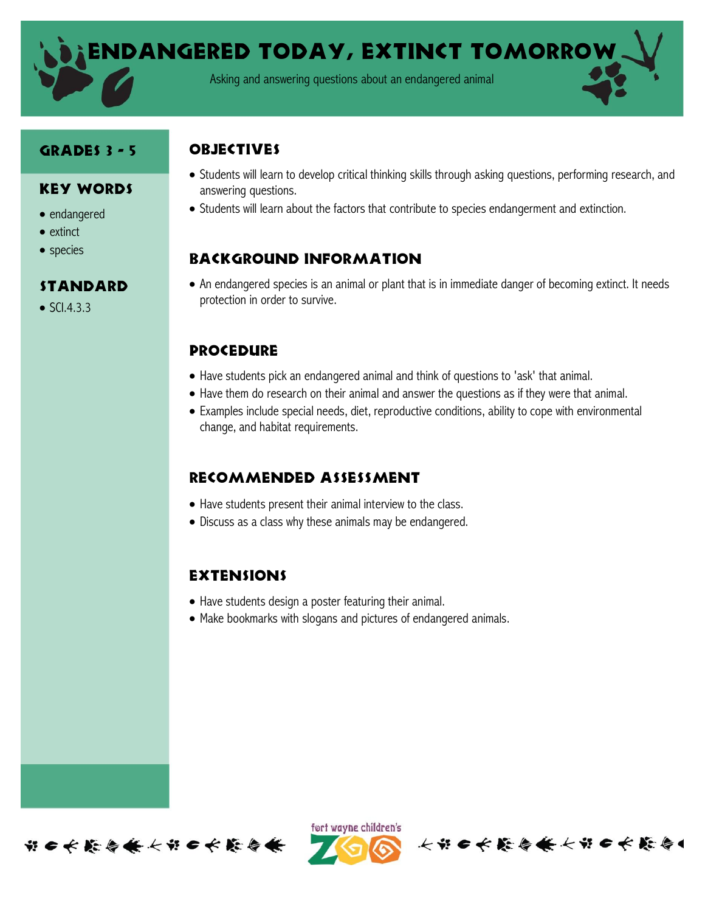# Endangered Today, Extinct Tomorrow

Asking and answering questions about an endangered animal

## Grades 3 - 5

## Key Words

- endangered
- extinct
- species

## Standard

- SCI.4.3.3

## Objectives

- Students will learn to develop critical thinking skills through asking questions, performing research, and answering questions.
- Students will learn about the factors that contribute to species endangerment and extinction.

## Background Information

- An endangered species is an animal or plant that is in immediate danger of becoming extinct. It needs protection in order to survive.

## Procedure

- Have students pick an endangered animal and think of questions to 'ask' that animal.
- Have them do research on their animal and answer the questions as if they were that animal.
- Examples include special needs, diet, reproductive conditions, ability to cope with environmental change, and habitat requirements.

## Recommended Assessment

- Have students present their animal interview to the class.
- Discuss as a class why these animals may be endangered.

## Extensions

- Have students design a poster featuring their animal.
- Make bookmarks with slogans and pictures of endangered animals.

fort wayne children's ZOO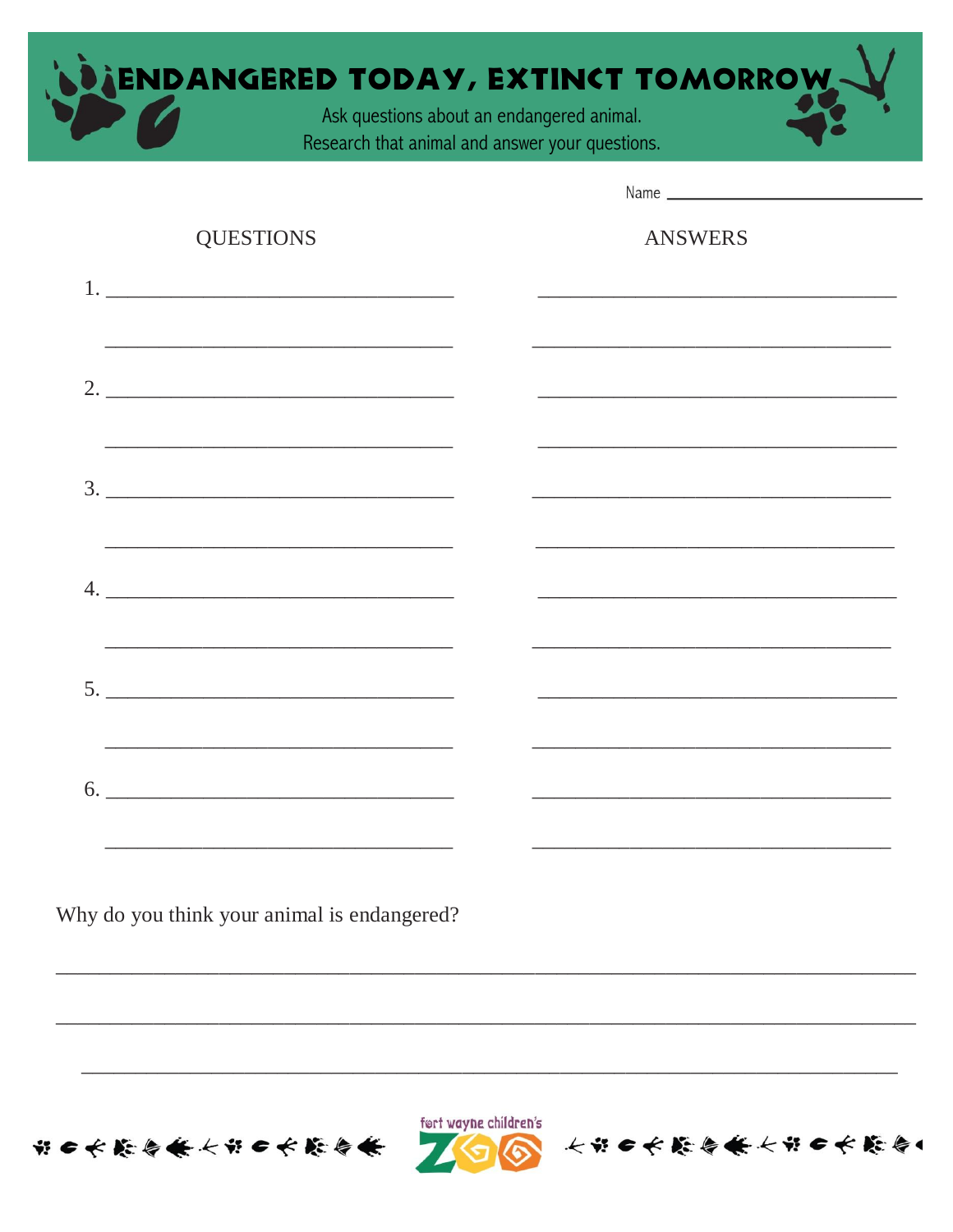# ENDANGERED TODAY, EXTINCT TOMORROW

Ask questions about an endangered animal.
Research that animal and answer your questions.

Name ______________________________

| QUESTIONS | ANSWERS |
| --- | --- |
| 1. ______________________________ | ______________________________ |
| ______________________________ | ______________________________ |
| 2. ______________________________ | ______________________________ |
| ______________________________ | ______________________________ |
| 3. ______________________________ | ______________________________ |
| ______________________________ | ______________________________ |
| 4. ______________________________ | ______________________________ |
| ______________________________ | ______________________________ |
| 5. ______________________________ | ______________________________ |
| ______________________________ | ______________________________ |
| 6. ______________________________ | ______________________________ |
| ______________________________ | ______________________________ |

Why do you think your animal is endangered?

______________________________________________________________________________

______________________________________________________________________________

______________________________________________________________________________

fort wayne children's ZOO